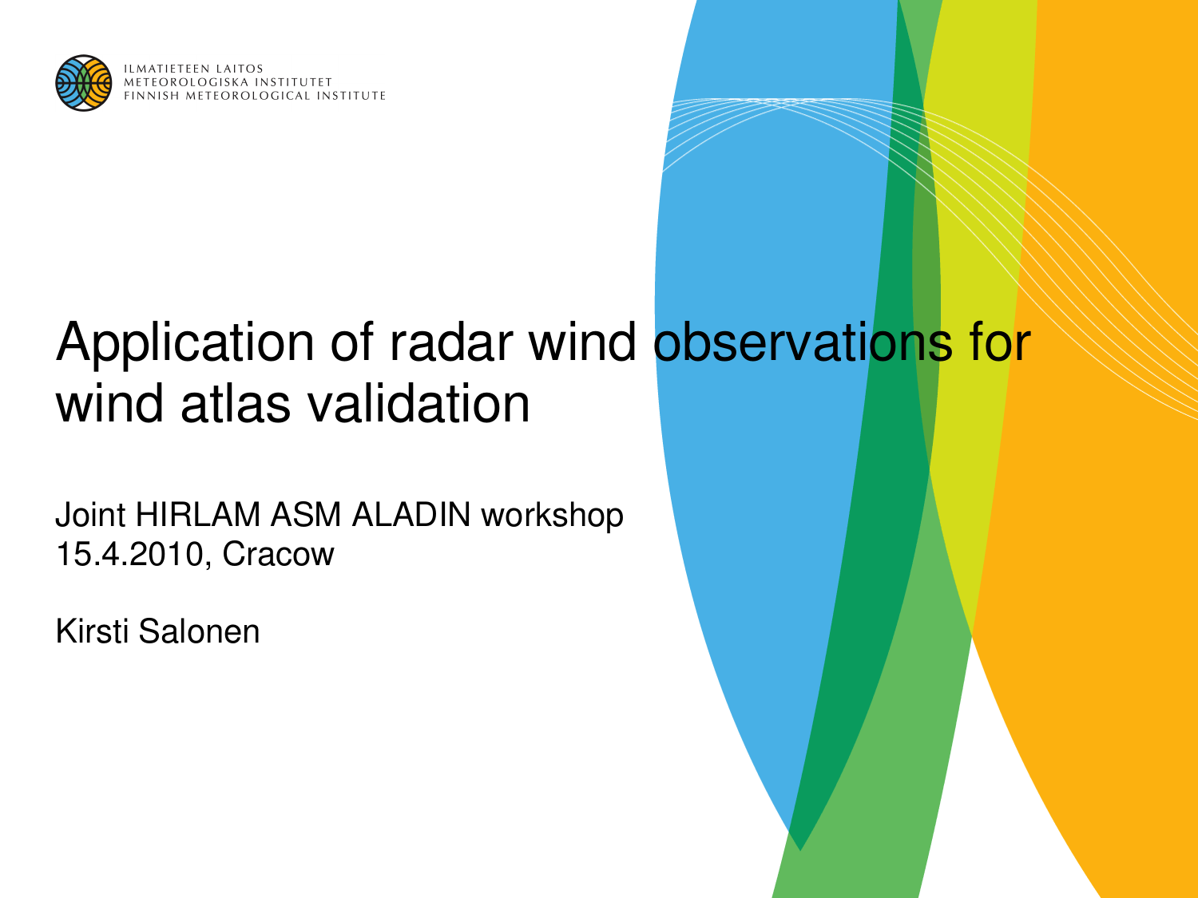ILMATIETEEN LAITOS
METEOROLOGISKA INSTITUTET
FINNISH METEOROLOGICAL INSTITUTE

# Application of radar wind observations for wind atlas validation

Joint HIRLAM ASM ALADIN workshop
15.4.2010, Cracow

Kirsti Salonen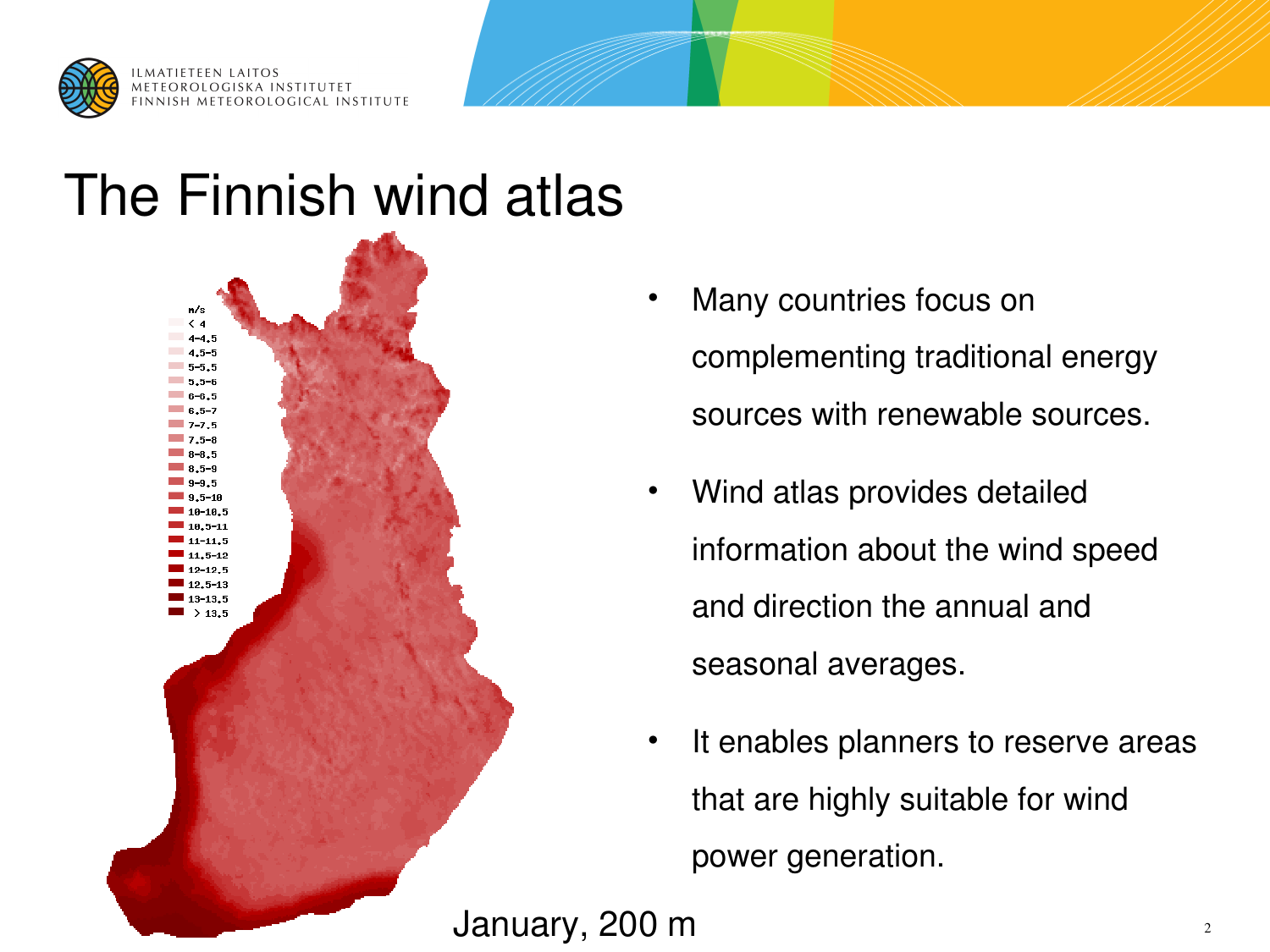# The Finnish wind atlas

- Many countries focus on complementing traditional energy sources with renewable sources.
- Wind atlas provides detailed information about the wind speed and direction the annual and seasonal averages.
- It enables planners to reserve areas that are highly suitable for wind power generation.

January, 200 m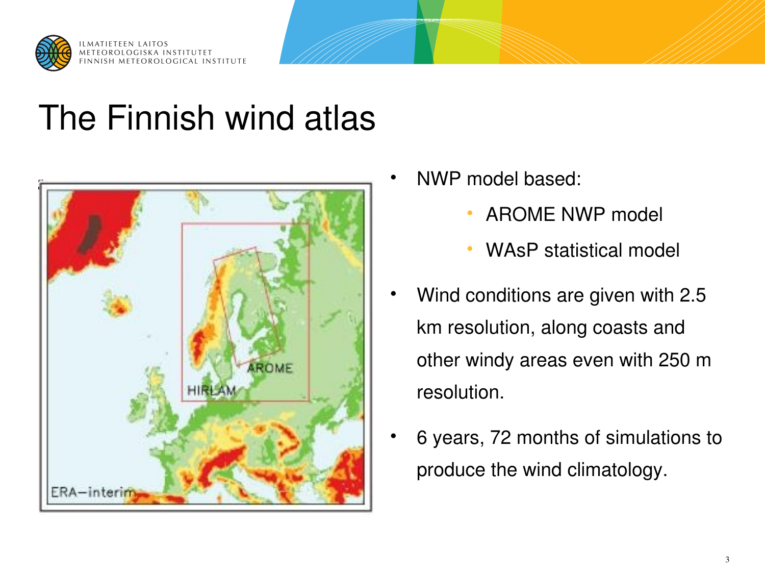# The Finnish wind atlas

- NWP model based:
  - AROME NWP model
  - WAsP statistical model
- Wind conditions are given with 2.5 km resolution, along coasts and other windy areas even with 250 m resolution.
- 6 years, 72 months of simulations to produce the wind climatology.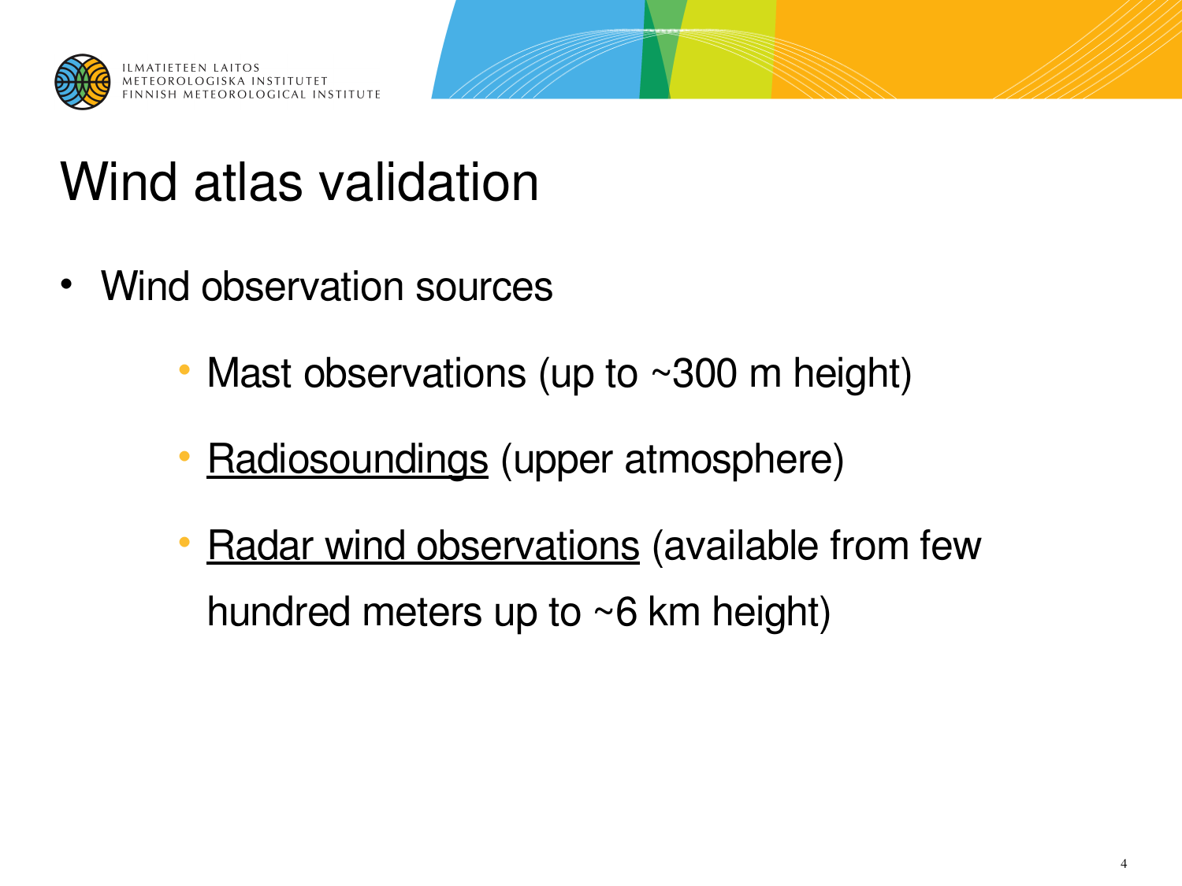# Wind atlas validation

- Wind observation sources
  - Mast observations (up to ~300 m height)
  - Radiosoundings (upper atmosphere)
  - Radar wind observations (available from few hundred meters up to ~6 km height)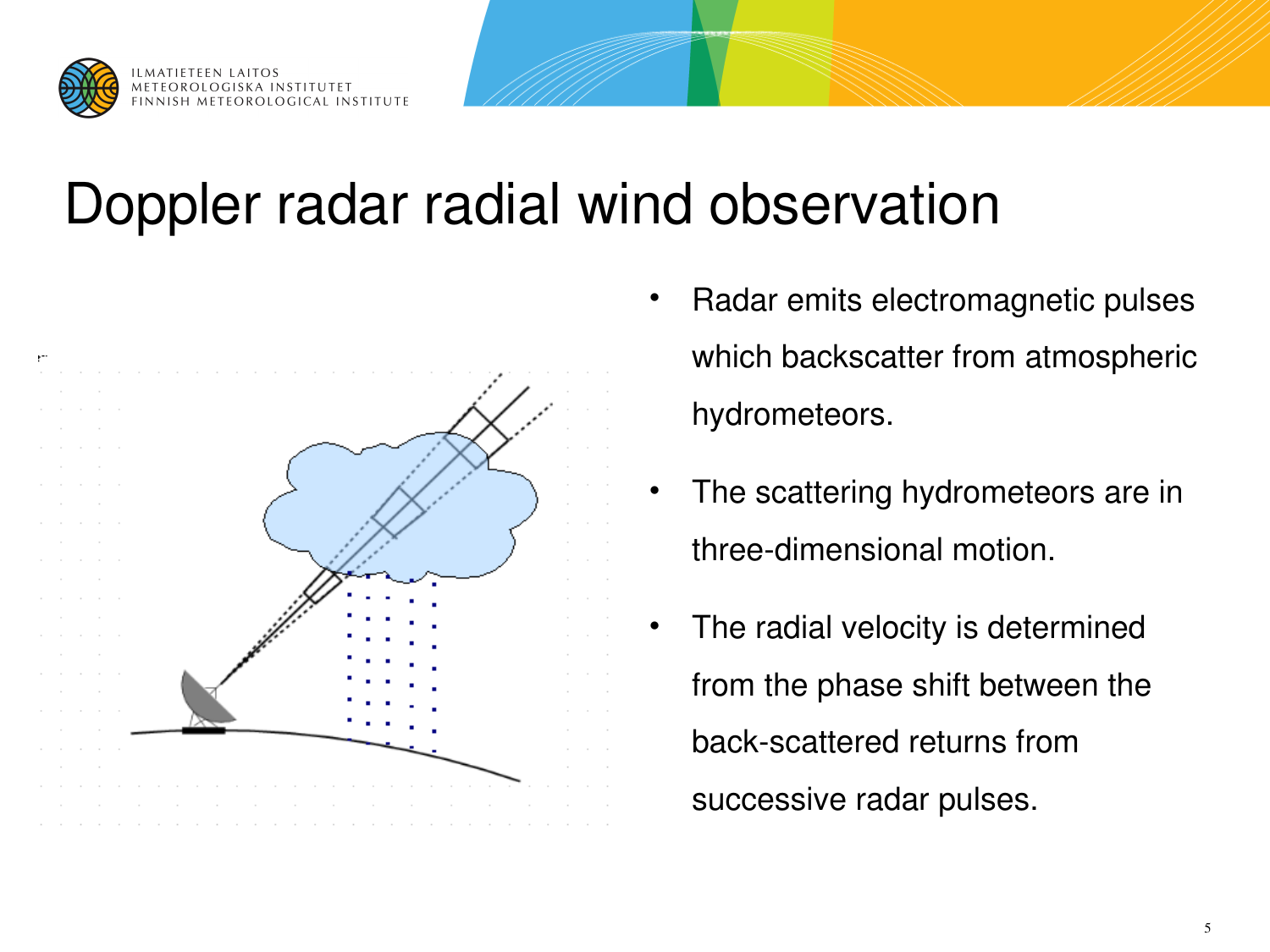# Doppler radar radial wind observation

- Radar emits electromagnetic pulses which backscatter from atmospheric hydrometeors.
- The scattering hydrometeors are in three-dimensional motion.
- The radial velocity is determined from the phase shift between the back-scattered returns from successive radar pulses.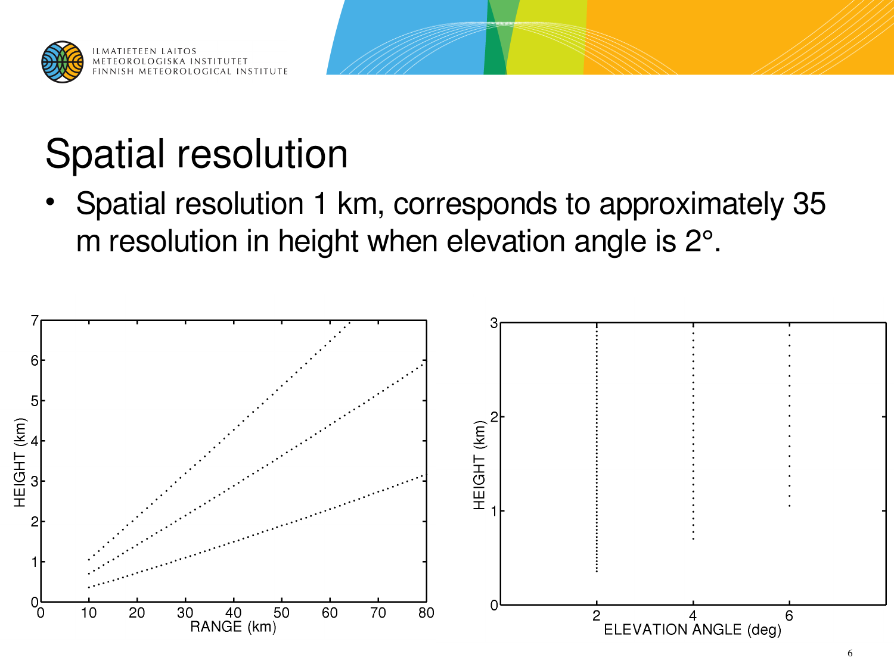# Spatial resolution

- Spatial resolution 1 km, corresponds to approximately 35 m resolution in height when elevation angle is 2°.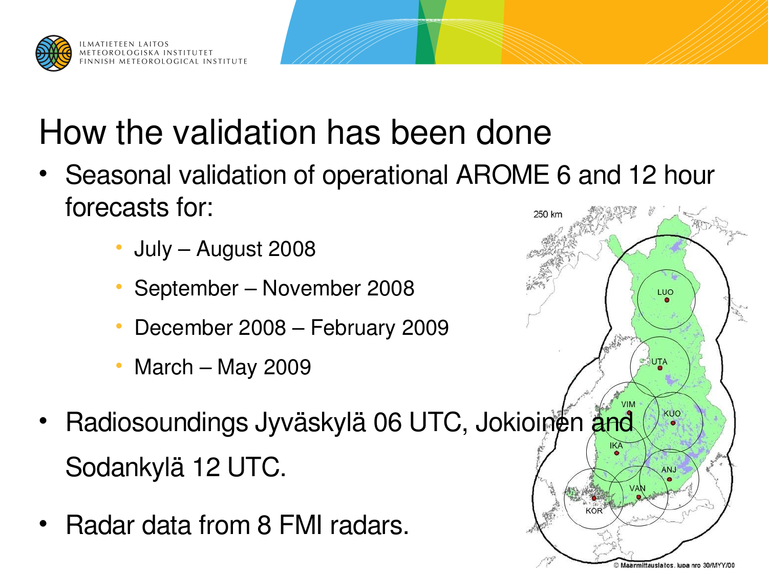# How the validation has been done

- Seasonal validation of operational AROME 6 and 12 hour forecasts for:
  - July – August 2008
  - September – November 2008
  - December 2008 – February 2009
  - March – May 2009
- Radiosoundings Jyväskylä 06 UTC, Jokioinen and Sodankylä 12 UTC.
- Radar data from 8 FMI radars.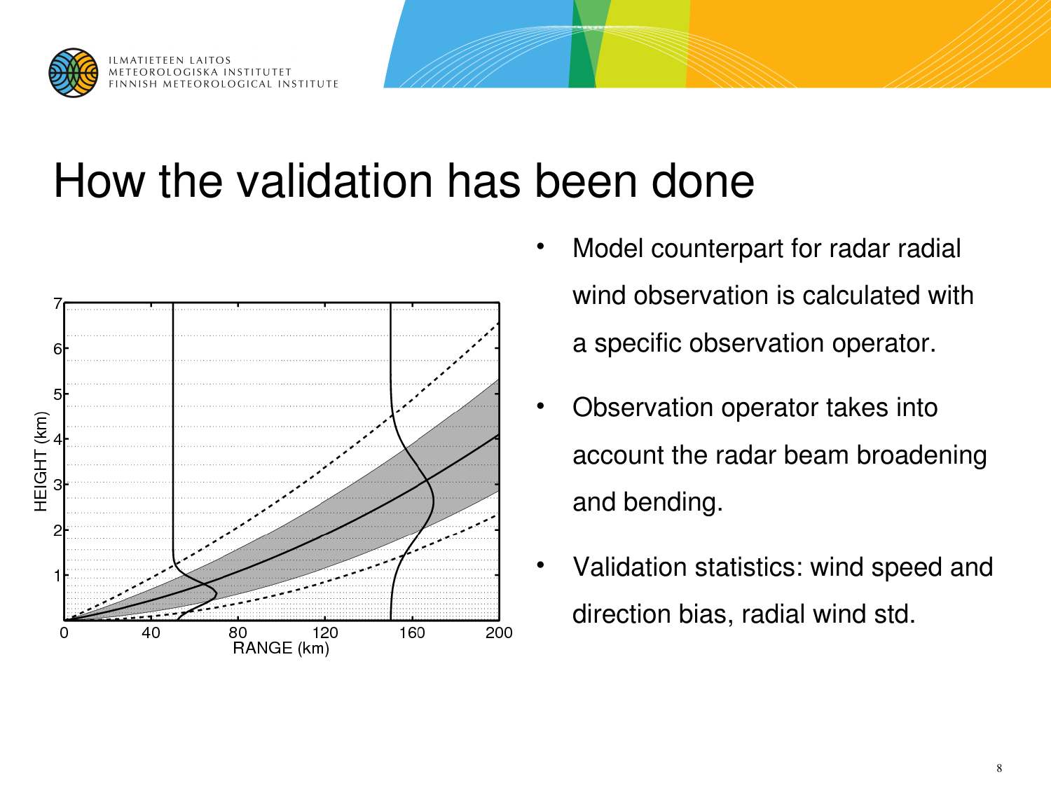# How the validation has been done

- Model counterpart for radar radial wind observation is calculated with a specific observation operator.
- Observation operator takes into account the radar beam broadening and bending.
- Validation statistics: wind speed and direction bias, radial wind std.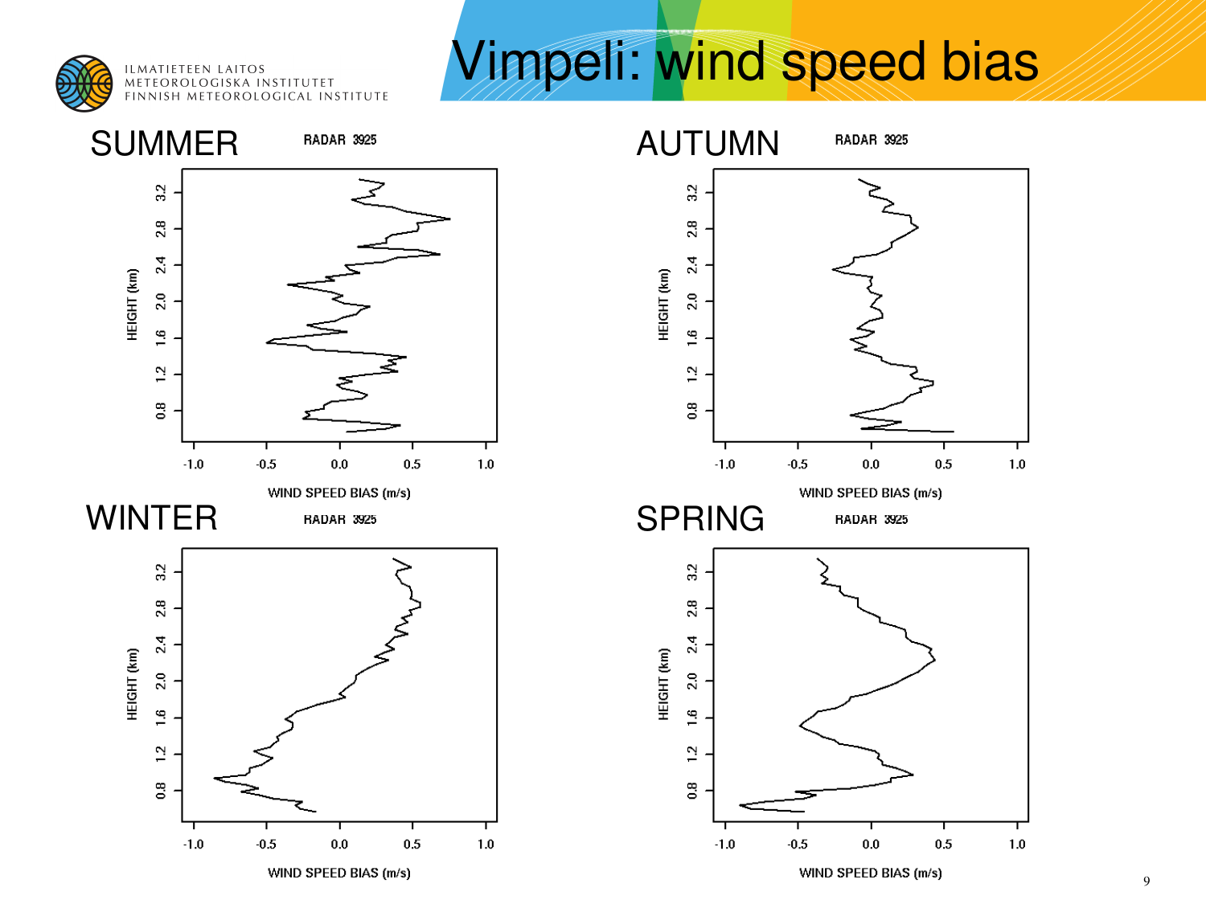# Vimpeli: wind speed bias

## SUMMER

RADAR 3925

HEIGHT (km)

WIND SPEED BIAS (m/s)

## AUTUMN

RADAR 3925

HEIGHT (km)

WIND SPEED BIAS (m/s)

## WINTER

RADAR 3925

HEIGHT (km)

WIND SPEED BIAS (m/s)

## SPRING

RADAR 3925

HEIGHT (km)

WIND SPEED BIAS (m/s)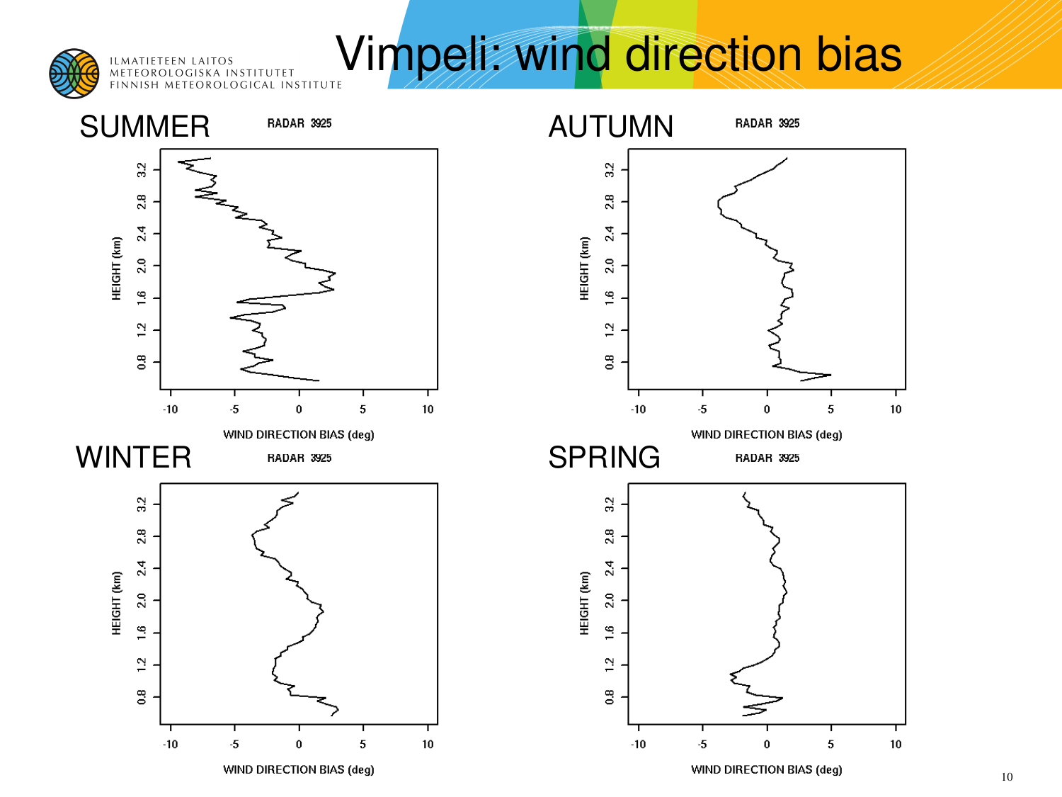# Vimpeli: wind direction bias

## SUMMER

RADAR 3925

HEIGHT (km)

WIND DIRECTION BIAS (deg)

## AUTUMN

RADAR 3925

HEIGHT (km)

WIND DIRECTION BIAS (deg)

## WINTER

RADAR 3925

HEIGHT (km)

WIND DIRECTION BIAS (deg)

## SPRING

RADAR 3925

HEIGHT (km)

WIND DIRECTION BIAS (deg)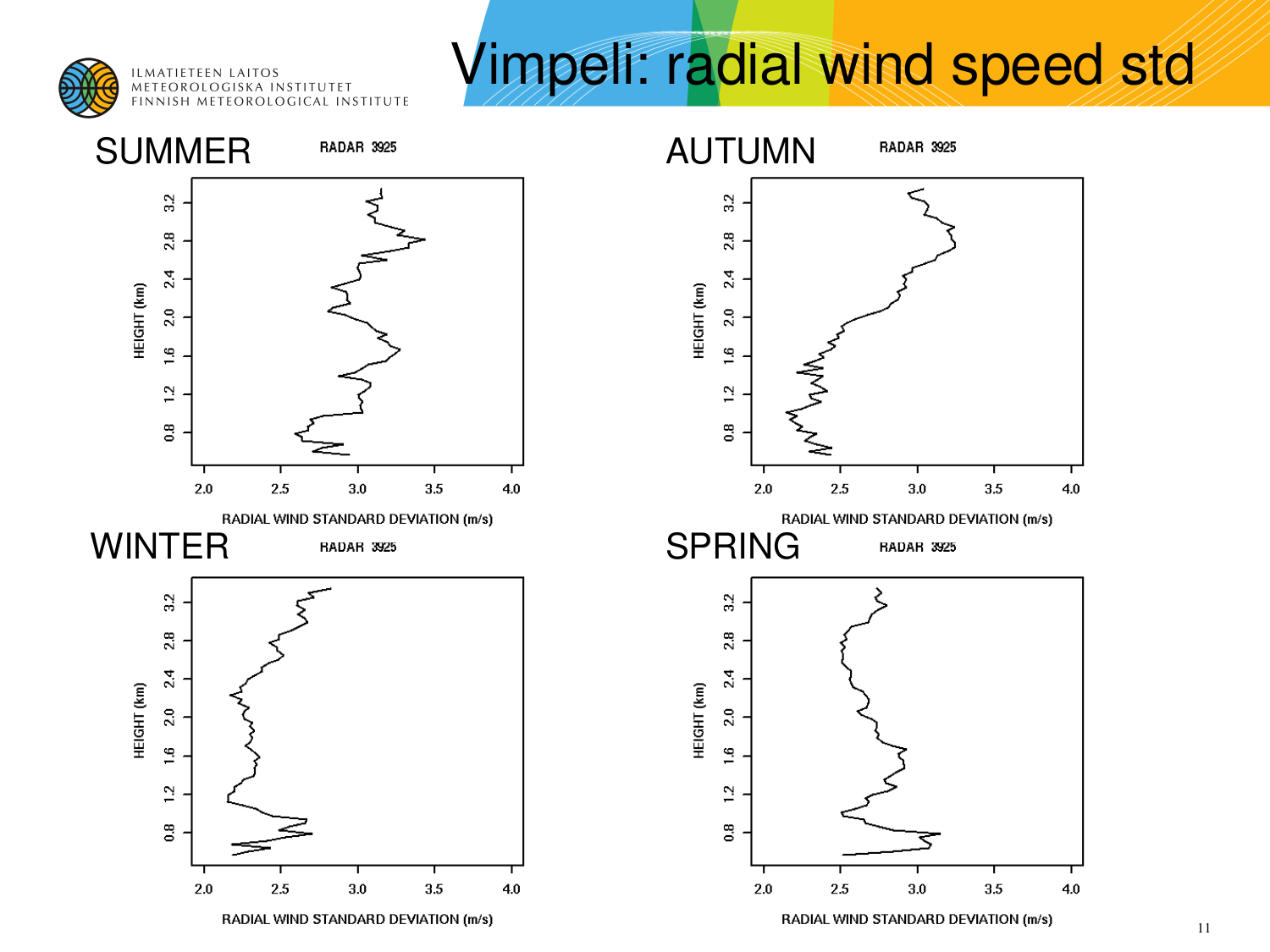# Vimpeli: radial wind speed std

## SUMMER

RADAR 3925

HEIGHT (km)

RADIAL WIND STANDARD DEVIATION (m/s)

## AUTUMN

RADAR 3925

HEIGHT (km)

RADIAL WIND STANDARD DEVIATION (m/s)

## WINTER

RADAR 3925

HEIGHT (km)

RADIAL WIND STANDARD DEVIATION (m/s)

## SPRING

RADAR 3925

HEIGHT (km)

RADIAL WIND STANDARD DEVIATION (m/s)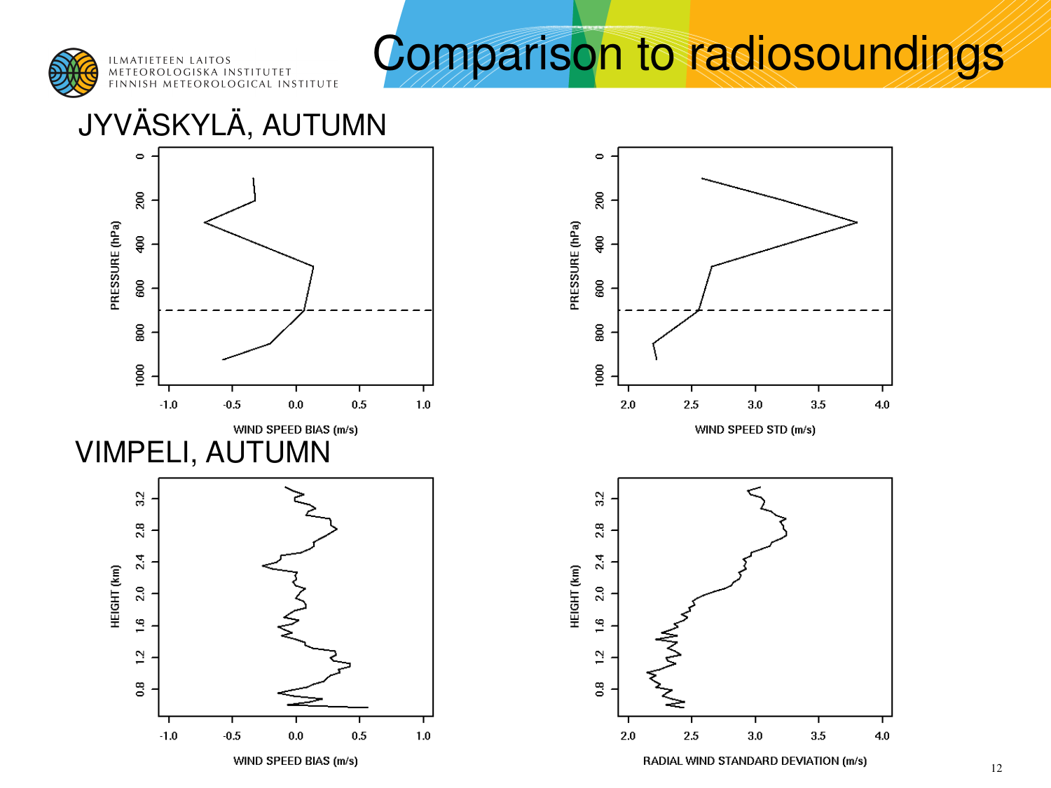# Comparison to radiosoundings

## JYVÄSKYLÄ, AUTUMN

PRESSURE (hPa)

WIND SPEED BIAS (m/s)

WIND SPEED STD (m/s)

## VIMPELI, AUTUMN

HEIGHT (km)

WIND SPEED BIAS (m/s)

RADIAL WIND STANDARD DEVIATION (m/s)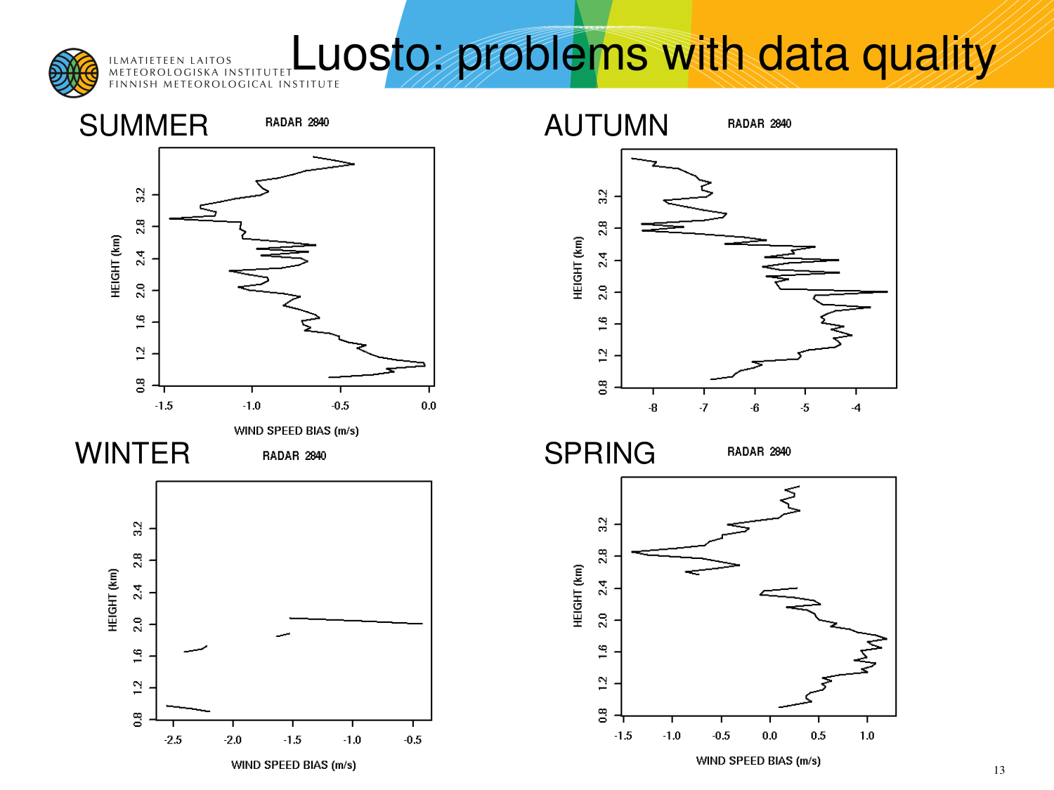# Luosto: problems with data quality

## SUMMER

RADAR 2840

HEIGHT (km)

WIND SPEED BIAS (m/s)

## AUTUMN

RADAR 2840

HEIGHT (km)

## WINTER

RADAR 2840

HEIGHT (km)

WIND SPEED BIAS (m/s)

## SPRING

RADAR 2840

HEIGHT (km)

WIND SPEED BIAS (m/s)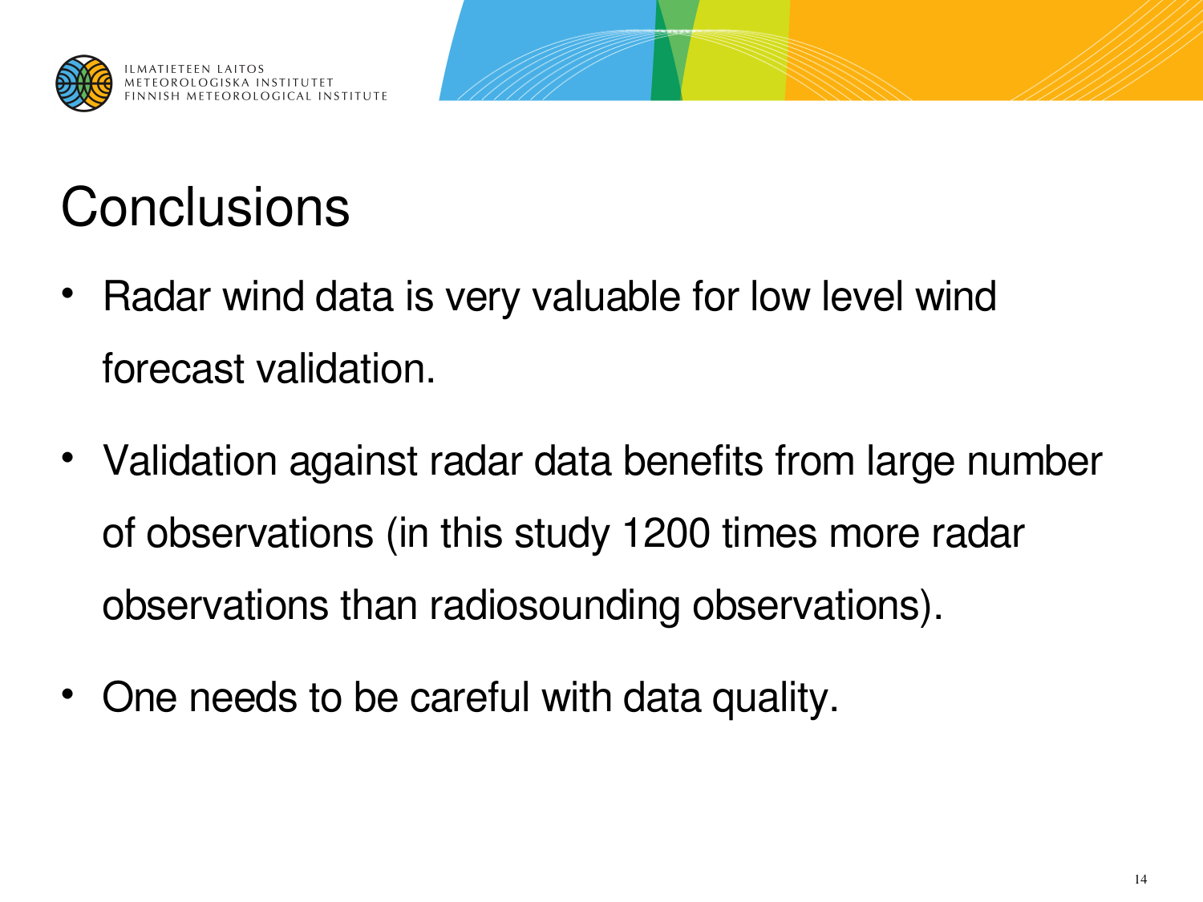# Conclusions

- Radar wind data is very valuable for low level wind forecast validation.
- Validation against radar data benefits from large number of observations (in this study 1200 times more radar observations than radiosounding observations).
- One needs to be careful with data quality.